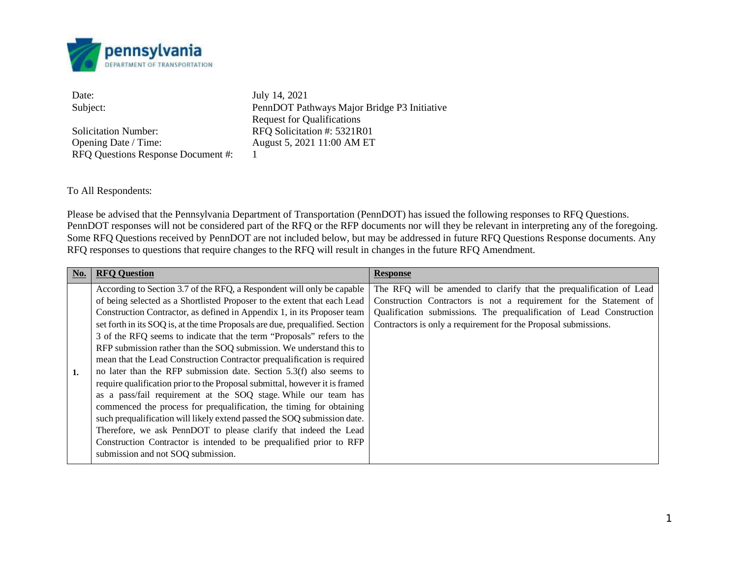pennsylvania
DEPARTMENT OF TRANSPORTATION

| | |
|---|---|
| Date: | July 14, 2021 |
| Subject: | PennDOT Pathways Major Bridge P3 Initiative Request for Qualifications |
| Solicitation Number: | RFQ Solicitation #: 5321R01 |
| Opening Date / Time: | August 5, 2021 11:00 AM ET |
| RFQ Questions Response Document #: | 1 |

To All Respondents:

Please be advised that the Pennsylvania Department of Transportation (PennDOT) has issued the following responses to RFQ Questions. PennDOT responses will not be considered part of the RFQ or the RFP documents nor will they be relevant in interpreting any of the foregoing. Some RFQ Questions received by PennDOT are not included below, but may be addressed in future RFQ Questions Response documents. Any RFQ responses to questions that require changes to the RFQ will result in changes in the future RFQ Amendment.

| No. | RFQ Question | Response |
|---|---|---|
| **1.** | According to Section 3.7 of the RFQ, a Respondent will only be capable of being selected as a Shortlisted Proposer to the extent that each Lead Construction Contractor, as defined in Appendix 1, in its Proposer team set forth in its SOQ is, at the time Proposals are due, prequalified. Section 3 of the RFQ seems to indicate that the term "Proposals" refers to the RFP submission rather than the SOQ submission. We understand this to mean that the Lead Construction Contractor prequalification is required no later than the RFP submission date. Section 5.3(f) also seems to require qualification prior to the Proposal submittal, however it is framed as a pass/fail requirement at the SOQ stage. While our team has commenced the process for prequalification, the timing for obtaining such prequalification will likely extend passed the SOQ submission date. Therefore, we ask PennDOT to please clarify that indeed the Lead Construction Contractor is intended to be prequalified prior to RFP submission and not SOQ submission. | The RFQ will be amended to clarify that the prequalification of Lead Construction Contractors is not a requirement for the Statement of Qualification submissions. The prequalification of Lead Construction Contractors is only a requirement for the Proposal submissions. |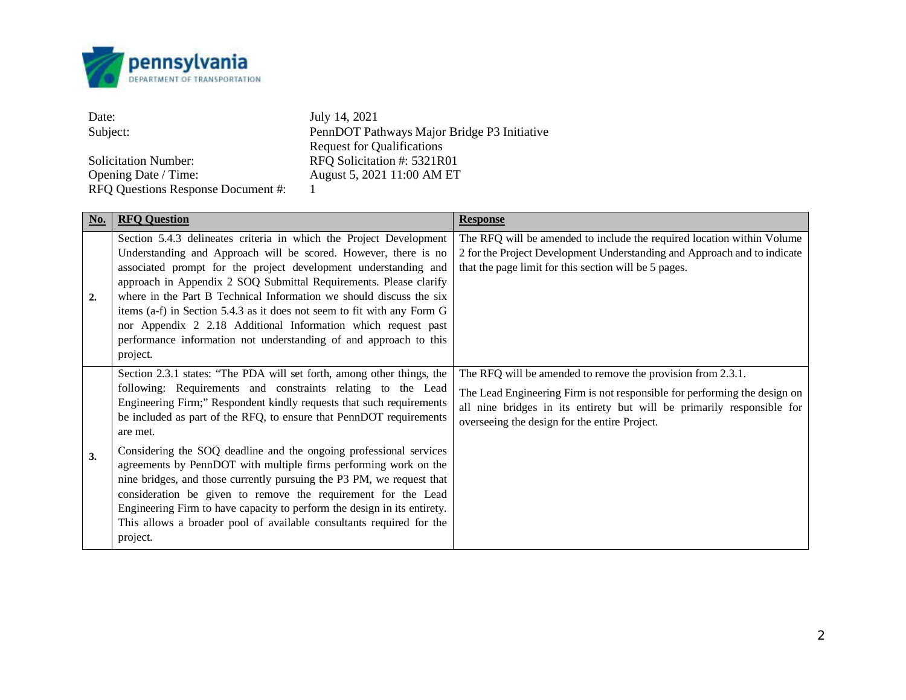| Date: | July 14, 2021 |
|---|---|
| Subject: | PennDOT Pathways Major Bridge P3 Initiative Request for Qualifications |
| Solicitation Number: | RFQ Solicitation #: 5321R01 |
| Opening Date / Time: | August 5, 2021 11:00 AM ET |
| RFQ Questions Response Document #: | 1 |

| No. | RFQ Question | Response |
|---|---|---|
| 2. | Section 5.4.3 delineates criteria in which the Project Development Understanding and Approach will be scored. However, there is no associated prompt for the project development understanding and approach in Appendix 2 SOQ Submittal Requirements. Please clarify where in the Part B Technical Information we should discuss the six items (a-f) in Section 5.4.3 as it does not seem to fit with any Form G nor Appendix 2 2.18 Additional Information which request past performance information not understanding of and approach to this project. | The RFQ will be amended to include the required location within Volume 2 for the Project Development Understanding and Approach and to indicate that the page limit for this section will be 5 pages. |
| 3. | Section 2.3.1 states: "The PDA will set forth, among other things, the following: Requirements and constraints relating to the Lead Engineering Firm;" Respondent kindly requests that such requirements be included as part of the RFQ, to ensure that PennDOT requirements are met.<br><br>Considering the SOQ deadline and the ongoing professional services agreements by PennDOT with multiple firms performing work on the nine bridges, and those currently pursuing the P3 PM, we request that consideration be given to remove the requirement for the Lead Engineering Firm to have capacity to perform the design in its entirety. This allows a broader pool of available consultants required for the project. | The RFQ will be amended to remove the provision from 2.3.1.<br><br>The Lead Engineering Firm is not responsible for performing the design on all nine bridges in its entirety but will be primarily responsible for overseeing the design for the entire Project. |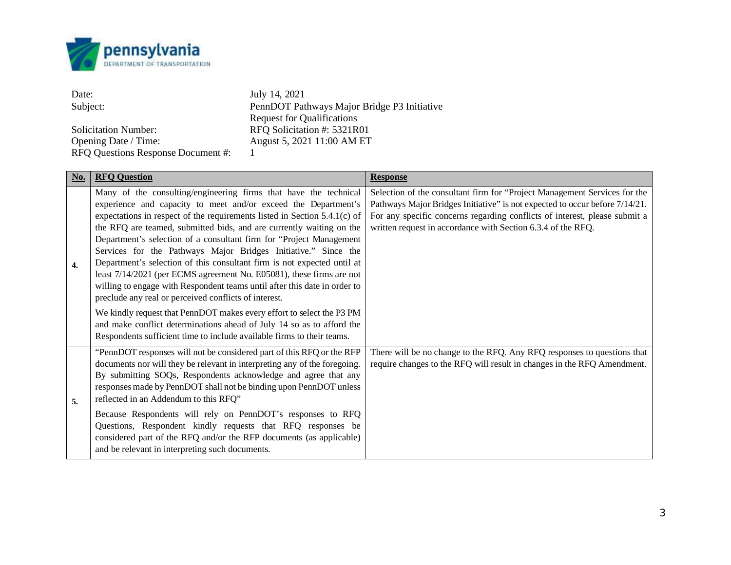**pennsylvania**
DEPARTMENT OF TRANSPORTATION

| | |
|---|---|
| Date: | July 14, 2021 |
| Subject: | PennDOT Pathways Major Bridge P3 Initiative Request for Qualifications |
| Solicitation Number: | RFQ Solicitation #: 5321R01 |
| Opening Date / Time: | August 5, 2021 11:00 AM ET |
| RFQ Questions Response Document #: | 1 |

| No. | RFQ Question | Response |
|---|---|---|
| **4.** | Many of the consulting/engineering firms that have the technical experience and capacity to meet and/or exceed the Department's expectations in respect of the requirements listed in Section 5.4.1(c) of the RFQ are teamed, submitted bids, and are currently waiting on the Department's selection of a consultant firm for "Project Management Services for the Pathways Major Bridges Initiative." Since the Department's selection of this consultant firm is not expected until at least 7/14/2021 (per ECMS agreement No. E05081), these firms are not willing to engage with Respondent teams until after this date in order to preclude any real or perceived conflicts of interest.<br><br>We kindly request that PennDOT makes every effort to select the P3 PM and make conflict determinations ahead of July 14 so as to afford the Respondents sufficient time to include available firms to their teams. | Selection of the consultant firm for "Project Management Services for the Pathways Major Bridges Initiative" is not expected to occur before 7/14/21. For any specific concerns regarding conflicts of interest, please submit a written request in accordance with Section 6.3.4 of the RFQ. |
| **5.** | "PennDOT responses will not be considered part of this RFQ or the RFP documents nor will they be relevant in interpreting any of the foregoing. By submitting SOQs, Respondents acknowledge and agree that any responses made by PennDOT shall not be binding upon PennDOT unless reflected in an Addendum to this RFQ"<br><br>Because Respondents will rely on PennDOT's responses to RFQ Questions, Respondent kindly requests that RFQ responses be considered part of the RFQ and/or the RFP documents (as applicable) and be relevant in interpreting such documents. | There will be no change to the RFQ. Any RFQ responses to questions that require changes to the RFQ will result in changes in the RFQ Amendment. |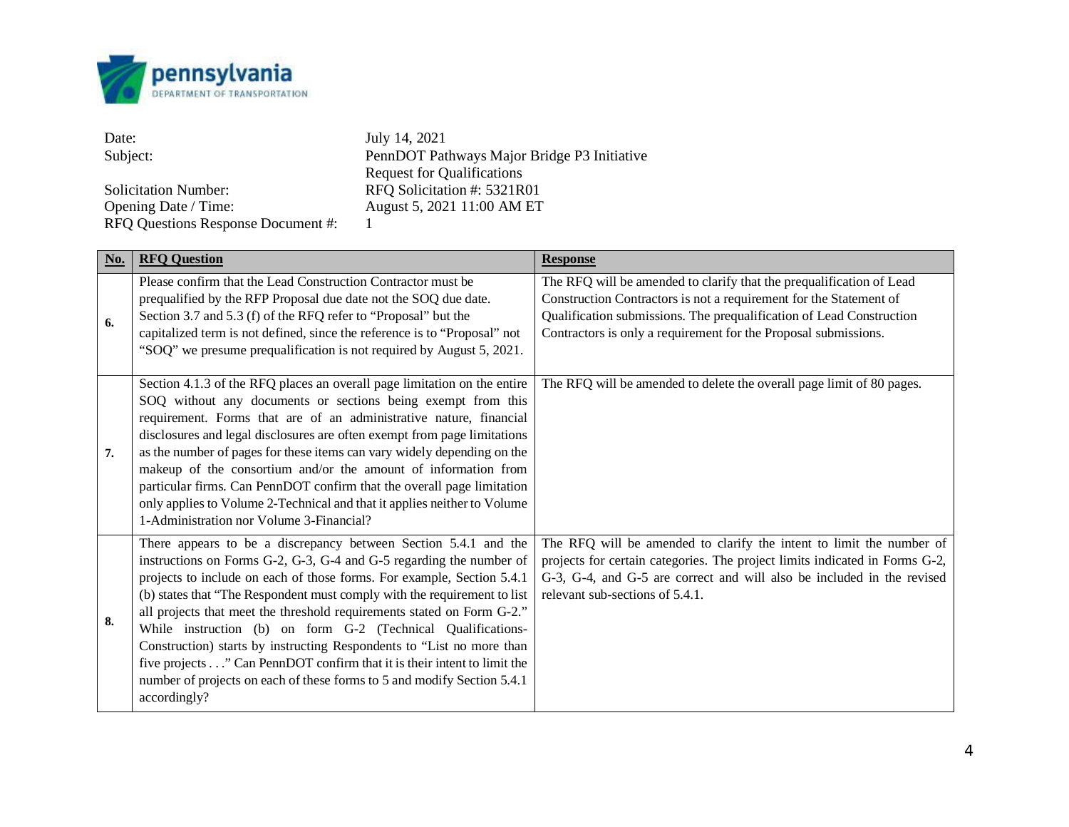pennsylvania
DEPARTMENT OF TRANSPORTATION

Date: July 14, 2021
Subject: PennDOT Pathways Major Bridge P3 Initiative
Request for Qualifications
Solicitation Number: RFQ Solicitation #: 5321R01
Opening Date / Time: August 5, 2021 11:00 AM ET
RFQ Questions Response Document #: 1

| No. | RFQ Question | Response |
|---|---|---|
| 6. | Please confirm that the Lead Construction Contractor must be prequalified by the RFP Proposal due date not the SOQ due date. Section 3.7 and 5.3 (f) of the RFQ refer to "Proposal" but the capitalized term is not defined, since the reference is to "Proposal" not "SOQ" we presume prequalification is not required by August 5, 2021. | The RFQ will be amended to clarify that the prequalification of Lead Construction Contractors is not a requirement for the Statement of Qualification submissions. The prequalification of Lead Construction Contractors is only a requirement for the Proposal submissions. |
| 7. | Section 4.1.3 of the RFQ places an overall page limitation on the entire SOQ without any documents or sections being exempt from this requirement. Forms that are of an administrative nature, financial disclosures and legal disclosures are often exempt from page limitations as the number of pages for these items can vary widely depending on the makeup of the consortium and/or the amount of information from particular firms. Can PennDOT confirm that the overall page limitation only applies to Volume 2-Technical and that it applies neither to Volume 1-Administration nor Volume 3-Financial? | The RFQ will be amended to delete the overall page limit of 80 pages. |
| 8. | There appears to be a discrepancy between Section 5.4.1 and the instructions on Forms G-2, G-3, G-4 and G-5 regarding the number of projects to include on each of those forms. For example, Section 5.4.1 (b) states that "The Respondent must comply with the requirement to list all projects that meet the threshold requirements stated on Form G-2." While instruction (b) on form G-2 (Technical Qualifications-Construction) starts by instructing Respondents to "List no more than five projects . . ." Can PennDOT confirm that it is their intent to limit the number of projects on each of these forms to 5 and modify Section 5.4.1 accordingly? | The RFQ will be amended to clarify the intent to limit the number of projects for certain categories. The project limits indicated in Forms G-2, G-3, G-4, and G-5 are correct and will also be included in the revised relevant sub-sections of 5.4.1. |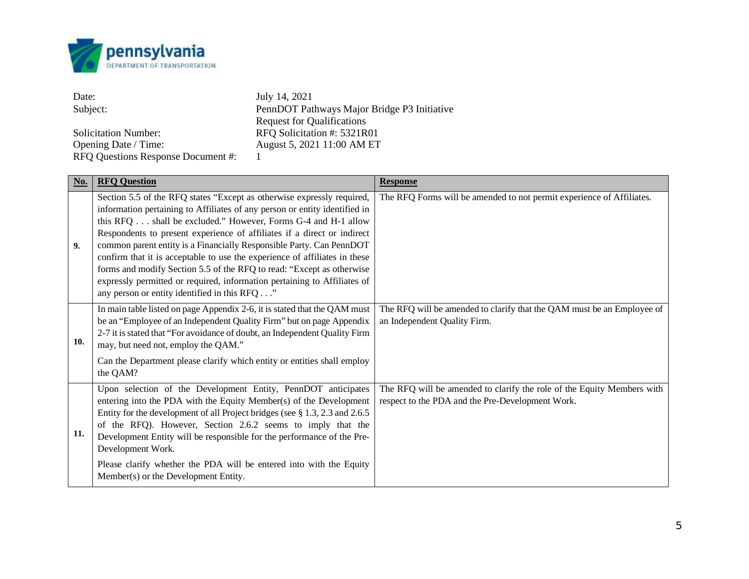| Date: | July 14, 2021 |
|---|---|
| Subject: | PennDOT Pathways Major Bridge P3 Initiative Request for Qualifications |
| Solicitation Number: | RFQ Solicitation #: 5321R01 |
| Opening Date / Time: | August 5, 2021 11:00 AM ET |
| RFQ Questions Response Document #: | 1 |

| No. | RFQ Question | Response |
|---|---|---|
| 9. | Section 5.5 of the RFQ states "Except as otherwise expressly required, information pertaining to Affiliates of any person or entity identified in this RFQ . . . shall be excluded." However, Forms G-4 and H-1 allow Respondents to present experience of affiliates if a direct or indirect common parent entity is a Financially Responsible Party. Can PennDOT confirm that it is acceptable to use the experience of affiliates in these forms and modify Section 5.5 of the RFQ to read: "Except as otherwise expressly permitted or required, information pertaining to Affiliates of any person or entity identified in this RFQ . . ." | The RFQ Forms will be amended to not permit experience of Affiliates. |
| 10. | In main table listed on page Appendix 2-6, it is stated that the QAM must be an "Employee of an Independent Quality Firm" but on page Appendix 2-7 it is stated that "For avoidance of doubt, an Independent Quality Firm may, but need not, employ the QAM."<br><br>Can the Department please clarify which entity or entities shall employ the QAM? | The RFQ will be amended to clarify that the QAM must be an Employee of an Independent Quality Firm. |
| 11. | Upon selection of the Development Entity, PennDOT anticipates entering into the PDA with the Equity Member(s) of the Development Entity for the development of all Project bridges (see § 1.3, 2.3 and 2.6.5 of the RFQ). However, Section 2.6.2 seems to imply that the Development Entity will be responsible for the performance of the Pre-Development Work.<br><br>Please clarify whether the PDA will be entered into with the Equity Member(s) or the Development Entity. | The RFQ will be amended to clarify the role of the Equity Members with respect to the PDA and the Pre-Development Work. |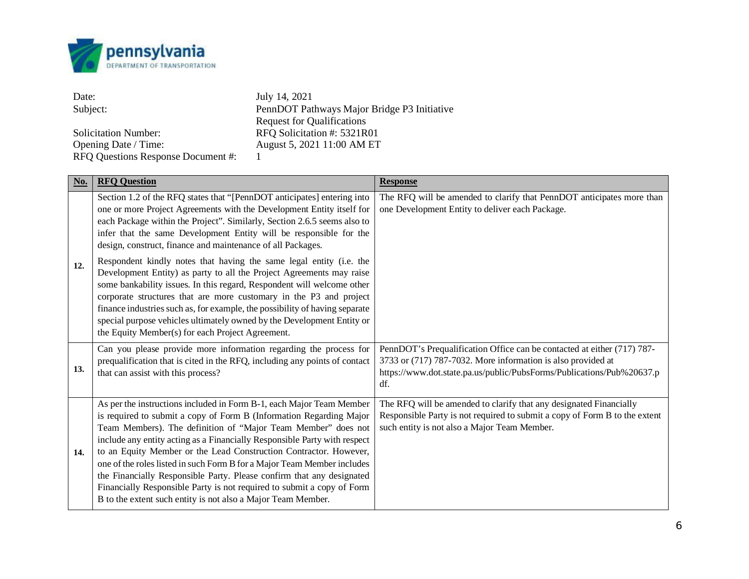Date: July 14, 2021
Subject: PennDOT Pathways Major Bridge P3 Initiative
Request for Qualifications
Solicitation Number: RFQ Solicitation #: 5321R01
Opening Date / Time: August 5, 2021 11:00 AM ET
RFQ Questions Response Document #: 1

| No. | RFQ Question | Response |
|---|---|---|
| 12. | Section 1.2 of the RFQ states that "[PennDOT anticipates] entering into one or more Project Agreements with the Development Entity itself for each Package within the Project". Similarly, Section 2.6.5 seems also to infer that the same Development Entity will be responsible for the design, construct, finance and maintenance of all Packages.<br><br>Respondent kindly notes that having the same legal entity (i.e. the Development Entity) as party to all the Project Agreements may raise some bankability issues. In this regard, Respondent will welcome other corporate structures that are more customary in the P3 and project finance industries such as, for example, the possibility of having separate special purpose vehicles ultimately owned by the Development Entity or the Equity Member(s) for each Project Agreement. | The RFQ will be amended to clarify that PennDOT anticipates more than one Development Entity to deliver each Package. |
| 13. | Can you please provide more information regarding the process for prequalification that is cited in the RFQ, including any points of contact that can assist with this process? | PennDOT's Prequalification Office can be contacted at either (717) 787-3733 or (717) 787-7032. More information is also provided at https://www.dot.state.pa.us/public/PubsForms/Publications/Pub%20637.pdf. |
| 14. | As per the instructions included in Form B-1, each Major Team Member is required to submit a copy of Form B (Information Regarding Major Team Members). The definition of "Major Team Member" does not include any entity acting as a Financially Responsible Party with respect to an Equity Member or the Lead Construction Contractor. However, one of the roles listed in such Form B for a Major Team Member includes the Financially Responsible Party. Please confirm that any designated Financially Responsible Party is not required to submit a copy of Form B to the extent such entity is not also a Major Team Member. | The RFQ will be amended to clarify that any designated Financially Responsible Party is not required to submit a copy of Form B to the extent such entity is not also a Major Team Member. |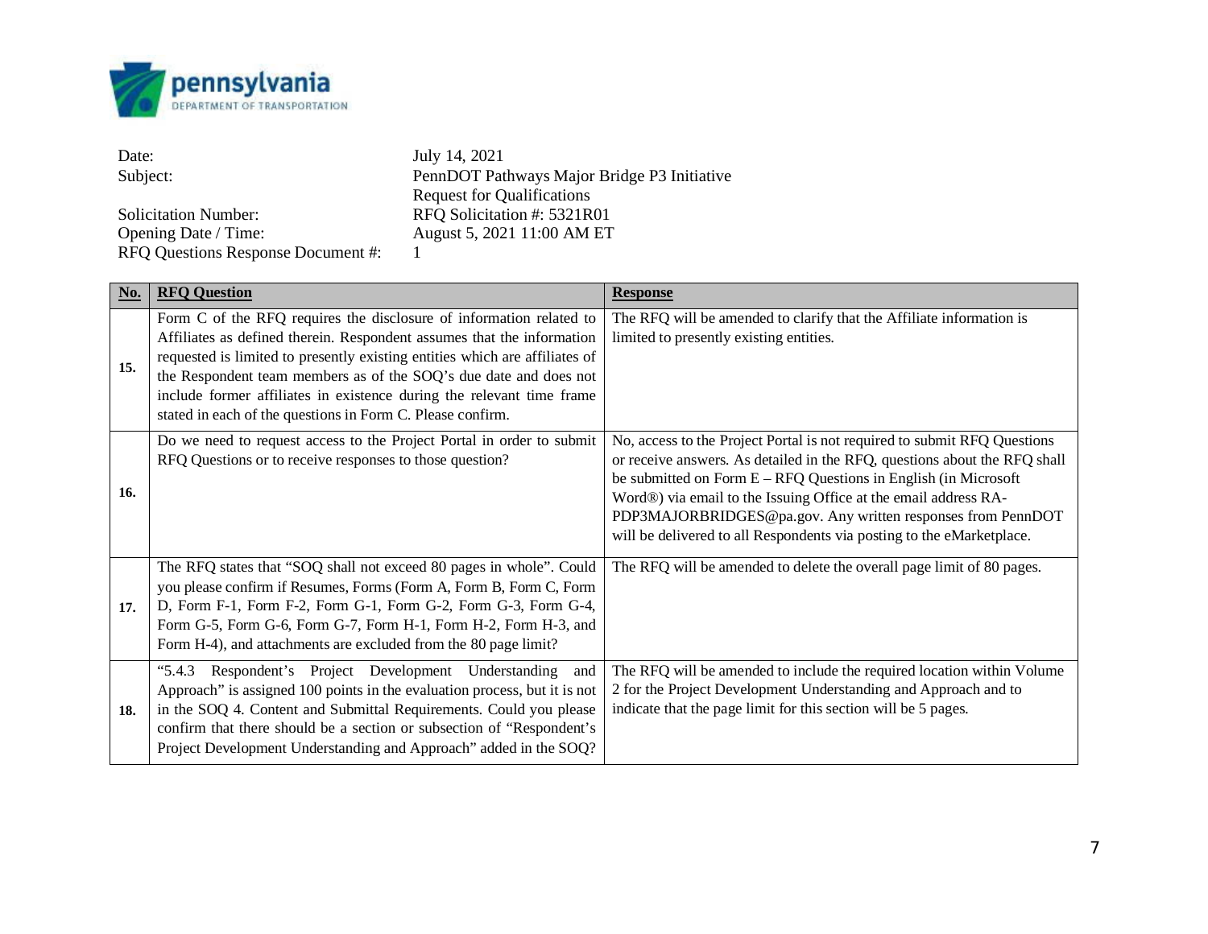| | |
|---|---|
| Date: | July 14, 2021 |
| Subject: | PennDOT Pathways Major Bridge P3 Initiative<br>Request for Qualifications |
| Solicitation Number: | RFQ Solicitation #: 5321R01 |
| Opening Date / Time: | August 5, 2021 11:00 AM ET |
| RFQ Questions Response Document #: | 1 |

| No. | RFQ Question | Response |
|---|---|---|
| 15. | Form C of the RFQ requires the disclosure of information related to Affiliates as defined therein. Respondent assumes that the information requested is limited to presently existing entities which are affiliates of the Respondent team members as of the SOQ's due date and does not include former affiliates in existence during the relevant time frame stated in each of the questions in Form C. Please confirm. | The RFQ will be amended to clarify that the Affiliate information is limited to presently existing entities. |
| 16. | Do we need to request access to the Project Portal in order to submit RFQ Questions or to receive responses to those question? | No, access to the Project Portal is not required to submit RFQ Questions or receive answers. As detailed in the RFQ, questions about the RFQ shall be submitted on Form E – RFQ Questions in English (in Microsoft Word®) via email to the Issuing Office at the email address RA-PDP3MAJORBRIDGES@pa.gov. Any written responses from PennDOT will be delivered to all Respondents via posting to the eMarketplace. |
| 17. | The RFQ states that "SOQ shall not exceed 80 pages in whole". Could you please confirm if Resumes, Forms (Form A, Form B, Form C, Form D, Form F-1, Form F-2, Form G-1, Form G-2, Form G-3, Form G-4, Form G-5, Form G-6, Form G-7, Form H-1, Form H-2, Form H-3, and Form H-4), and attachments are excluded from the 80 page limit? | The RFQ will be amended to delete the overall page limit of 80 pages. |
| 18. | "5.4.3 Respondent's Project Development Understanding and Approach" is assigned 100 points in the evaluation process, but it is not in the SOQ 4. Content and Submittal Requirements. Could you please confirm that there should be a section or subsection of "Respondent's Project Development Understanding and Approach" added in the SOQ? | The RFQ will be amended to include the required location within Volume 2 for the Project Development Understanding and Approach and to indicate that the page limit for this section will be 5 pages. |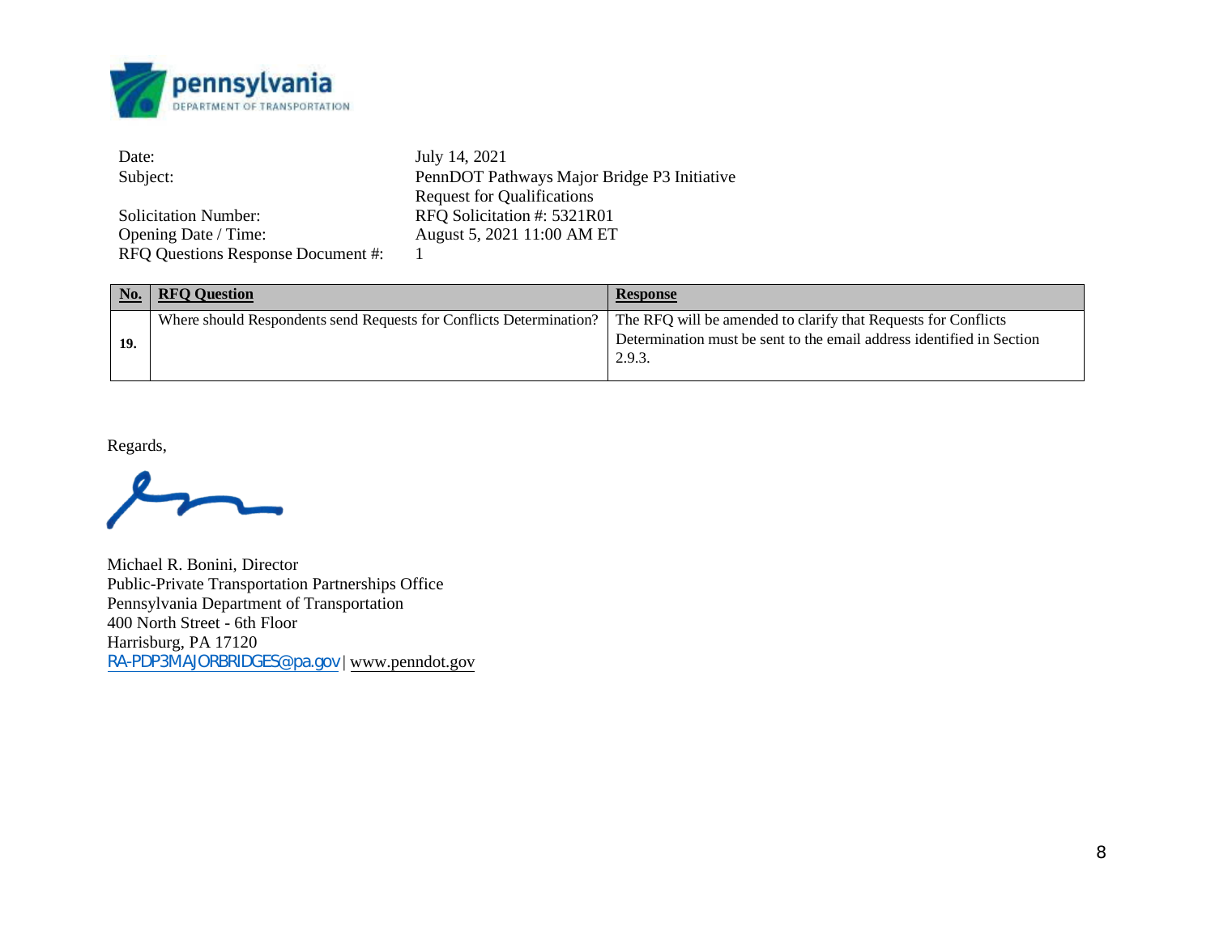| | |
|---|---|
| Date: | July 14, 2021 |
| Subject: | PennDOT Pathways Major Bridge P3 Initiative Request for Qualifications |
| Solicitation Number: | RFQ Solicitation #: 5321R01 |
| Opening Date / Time: | August 5, 2021 11:00 AM ET |
| RFQ Questions Response Document #: | 1 |

| No. | RFQ Question | Response |
|---|---|---|
| 19. | Where should Respondents send Requests for Conflicts Determination? | The RFQ will be amended to clarify that Requests for Conflicts Determination must be sent to the email address identified in Section 2.9.3. |

Regards,

Michael R. Bonini, Director
Public-Private Transportation Partnerships Office
Pennsylvania Department of Transportation
400 North Street - 6th Floor
Harrisburg, PA 17120
RA-PDP3MAJORBRIDGES@pa.gov | www.penndot.gov